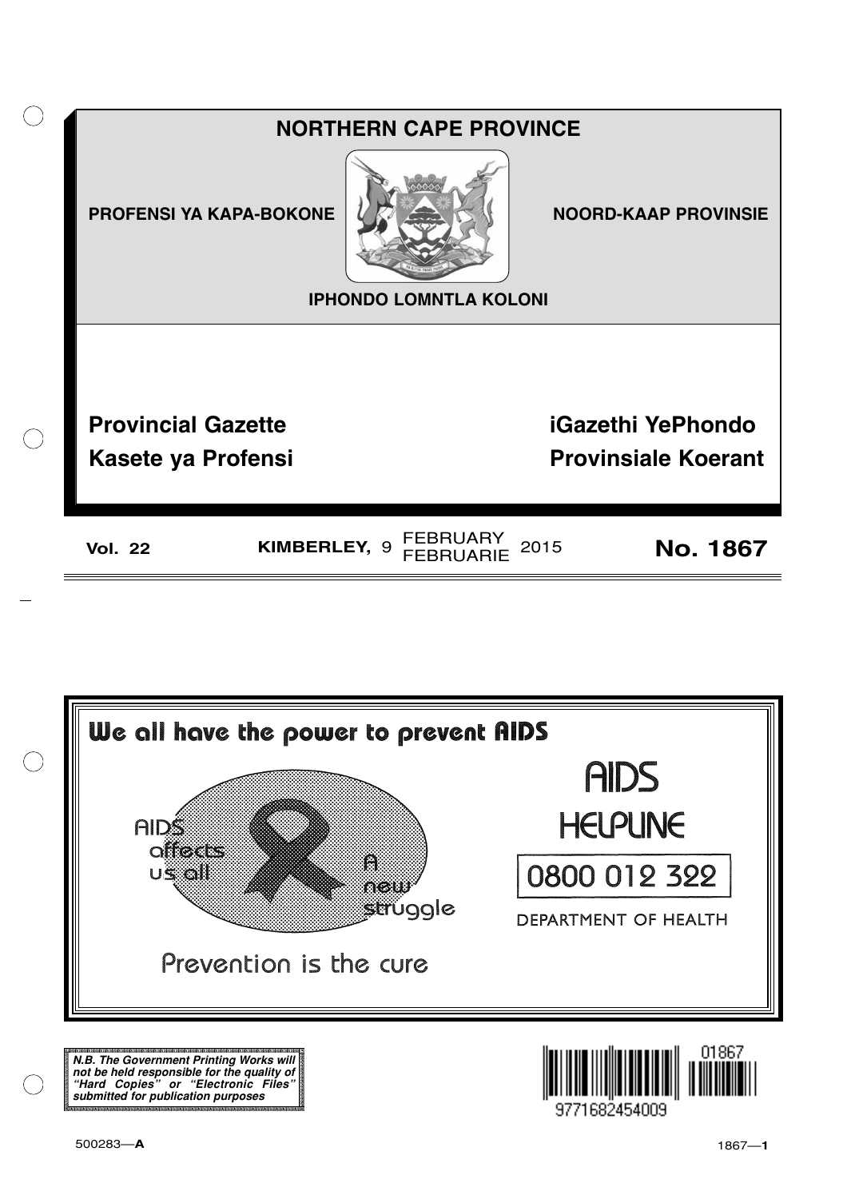# NORTHERN CAPE PROVINCE

**PROFENSI YA KAPA-BOKONE** **NOORD-KAAP PROVINSIE**

**IPHONDO LOMNTLA KOLONI**

## Provincial Gazette
## iGazethi YePhondo
## Kasete ya Profensi
## Provinsiale Koerant

**Vol. 22** **KIMBERLEY,** 9 FEBRUARY / FEBRUARIE 2015 **No. 1867**

**We all have the power to prevent AIDS**

AIDS affects us all

A new struggle

Prevention is the cure

AIDS HELPLINE

0800 012 322

DEPARTMENT OF HEALTH

***N.B. The Government Printing Works will not be held responsible for the quality of "Hard Copies" or "Electronic Files" submitted for publication purposes***

01867

9771682454009

500283—**A**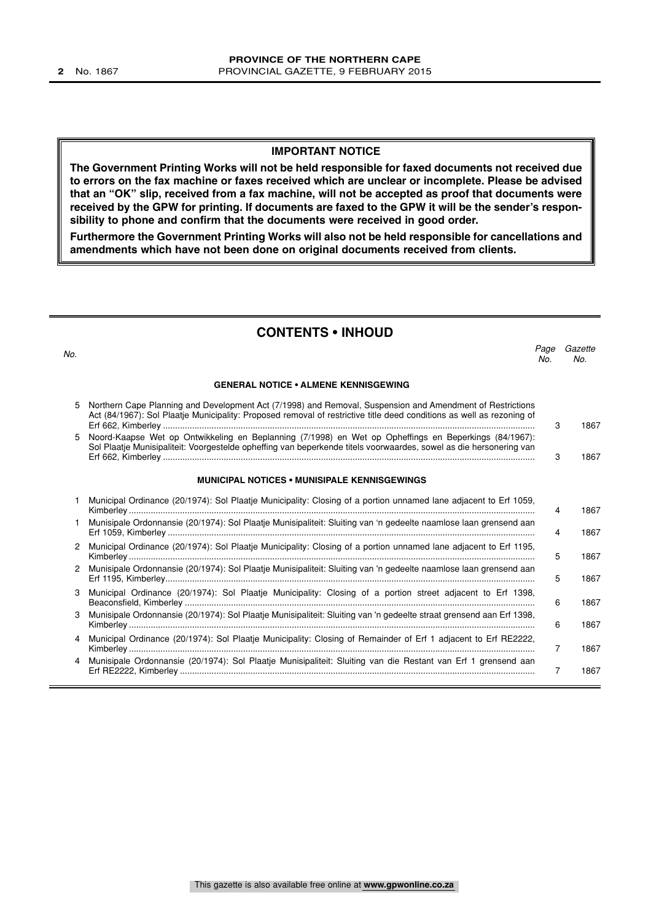## IMPORTANT NOTICE

**The Government Printing Works will not be held responsible for faxed documents not received due to errors on the fax machine or faxes received which are unclear or incomplete. Please be advised that an "OK" slip, received from a fax machine, will not be accepted as proof that documents were received by the GPW for printing. If documents are faxed to the GPW it will be the sender's responsibility to phone and confirm that the documents were received in good order.**

**Furthermore the Government Printing Works will also not be held responsible for cancellations and amendments which have not been done on original documents received from clients.**

## CONTENTS • INHOUD

| *No.* | | *Page No.* | *Gazette No.* |
|---|---|---|---|
| | **GENERAL NOTICE • ALMENE KENNISGEWING** | | |
| 5 | Northern Cape Planning and Development Act (7/1998) and Removal, Suspension and Amendment of Restrictions Act (84/1967): Sol Plaatje Municipality: Proposed removal of restrictive title deed conditions as well as rezoning of Erf 662, Kimberley | 3 | 1867 |
| 5 | Noord-Kaapse Wet op Ontwikkeling en Beplanning (7/1998) en Wet op Opheffings en Beperkings (84/1967): Sol Plaatje Munisipaliteit: Voorgestelde opheffing van beperkende titels voorwaardes, sowel as die hersonering van Erf 662, Kimberley | 3 | 1867 |
| | **MUNICIPAL NOTICES • MUNISIPALE KENNISGEWINGS** | | |
| 1 | Municipal Ordinance (20/1974): Sol Plaatje Municipality: Closing of a portion unnamed lane adjacent to Erf 1059, Kimberley | 4 | 1867 |
| 1 | Munisipale Ordonnansie (20/1974): Sol Plaatje Munisipaliteit: Sluiting van 'n gedeelte naamlose laan grensend aan Erf 1059, Kimberley | 4 | 1867 |
| 2 | Municipal Ordinance (20/1974): Sol Plaatje Municipality: Closing of a portion unnamed lane adjacent to Erf 1195, Kimberley | 5 | 1867 |
| 2 | Munisipale Ordonnansie (20/1974): Sol Plaatje Munisipaliteit: Sluiting van 'n gedeelte naamlose laan grensend aan Erf 1195, Kimberley | 5 | 1867 |
| 3 | Municipal Ordinance (20/1974): Sol Plaatje Municipality: Closing of a portion street adjacent to Erf 1398, Beaconsfield, Kimberley | 6 | 1867 |
| 3 | Munisipale Ordonnansie (20/1974): Sol Plaatje Munisipaliteit: Sluiting van 'n gedeelte straat grensend aan Erf 1398, Kimberley | 6 | 1867 |
| 4 | Municipal Ordinance (20/1974): Sol Plaatje Municipality: Closing of Remainder of Erf 1 adjacent to Erf RE2222, Kimberley | 7 | 1867 |
| 4 | Munisipale Ordonnansie (20/1974): Sol Plaatje Munisipaliteit: Sluiting van die Restant van Erf 1 grensend aan Erf RE2222, Kimberley | 7 | 1867 |

This gazette is also available free online at **www.gpwonline.co.za**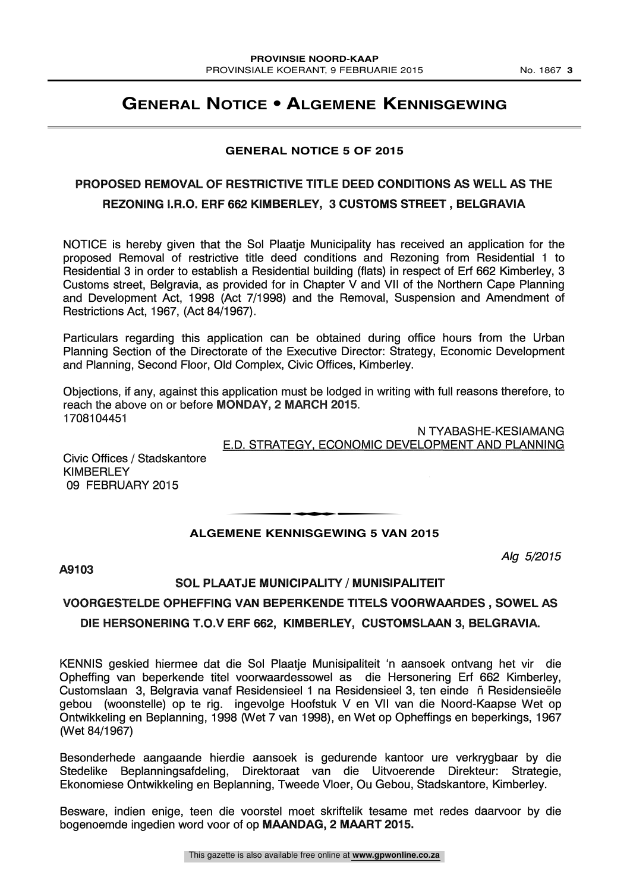# General Notice • Algemene Kennisgewing

## GENERAL NOTICE 5 OF 2015

### PROPOSED REMOVAL OF RESTRICTIVE TITLE DEED CONDITIONS AS WELL AS THE REZONING I.R.O. ERF 662 KIMBERLEY, 3 CUSTOMS STREET , BELGRAVIA

NOTICE is hereby given that the Sol Plaatje Municipality has received an application for the proposed Removal of restrictive title deed conditions and Rezoning from Residential 1 to Residential 3 in order to establish a Residential building (flats) in respect of Erf 662 Kimberley, 3 Customs street, Belgravia, as provided for in Chapter V and VII of the Northern Cape Planning and Development Act, 1998 (Act 7/1998) and the Removal, Suspension and Amendment of Restrictions Act, 1967, (Act 84/1967).

Particulars regarding this application can be obtained during office hours from the Urban Planning Section of the Directorate of the Executive Director: Strategy, Economic Development and Planning, Second Floor, Old Complex, Civic Offices, Kimberley.

Objections, if any, against this application must be lodged in writing with full reasons therefore, to reach the above on or before **MONDAY, 2 MARCH 2015**.
1708104451

N TYABASHE-KESIAMANG
E.D. STRATEGY, ECONOMIC DEVELOPMENT AND PLANNING

Civic Offices / Stadskantore
KIMBERLEY
09 FEBRUARY 2015

---

## ALGEMENE KENNISGEWING 5 VAN 2015

*Alg 5/2015*

**A9103**

### SOL PLAATJE MUNICIPALITY / MUNISIPALITEIT

### VOORGESTELDE OPHEFFING VAN BEPERKENDE TITELS VOORWAARDES , SOWEL AS DIE HERSONERING T.O.V ERF 662, KIMBERLEY, CUSTOMSLAAN 3, BELGRAVIA.

KENNIS geskied hiermee dat die Sol Plaatje Munisipaliteit 'n aansoek ontvang het vir die Opheffing van beperkende titel voorwaardessowel as die Hersonering Erf 662 Kimberley, Customslaan 3, Belgravia vanaf Residensieel 1 na Residensieel 3, ten einde ñ Residensieële gebou (woonstelle) op te rig. ingevolge Hoofstuk V en VII van die Noord-Kaapse Wet op Ontwikkeling en Beplanning, 1998 (Wet 7 van 1998), en Wet op Opheffings en beperkings, 1967 (Wet 84/1967)

Besonderhede aangaande hierdie aansoek is gedurende kantoor ure verkrygbaar by die Stedelike Beplanningsafdeling, Direktoraat van die Uitvoerende Direkteur: Strategie, Ekonomiese Ontwikkeling en Beplanning, Tweede Vloer, Ou Gebou, Stadskantore, Kimberley.

Besware, indien enige, teen die voorstel moet skriftelik tesame met redes daarvoor by die bogenoemde ingedien word voor of op **MAANDAG, 2 MAART 2015.**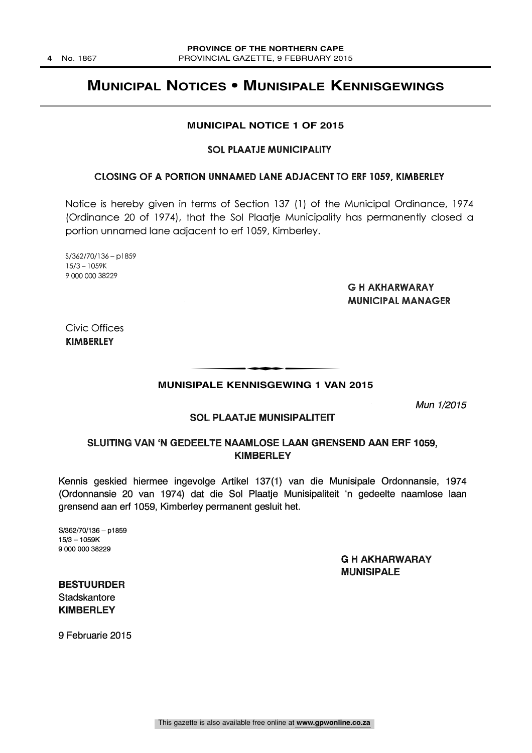# Municipal Notices • Munisipale Kennisgewings

## MUNICIPAL NOTICE 1 OF 2015

### SOL PLAATJE MUNICIPALITY

### CLOSING OF A PORTION UNNAMED LANE ADJACENT TO ERF 1059, KIMBERLEY

Notice is hereby given in terms of Section 137 (1) of the Municipal Ordinance, 1974 (Ordinance 20 of 1974), that the Sol Plaatje Municipality has permanently closed a portion unnamed lane adjacent to erf 1059, Kimberley.

S/362/70/136 – p1859
15/3 – 1059K
9 000 000 38229

**G H AKHARWARAY**
**MUNICIPAL MANAGER**

Civic Offices
**KIMBERLEY**

---

## MUNISIPALE KENNISGEWING 1 VAN 2015

*Mun 1/2015*

### SOL PLAATJE MUNISIPALITEIT

### SLUITING VAN 'N GEDEELTE NAAMLOSE LAAN GRENSEND AAN ERF 1059, KIMBERLEY

Kennis geskied hiermee ingevolge Artikel 137(1) van die Munisipale Ordonnansie, 1974 (Ordonnansie 20 van 1974) dat die Sol Plaatje Munisipaliteit 'n gedeelte naamlose laan grensend aan erf 1059, Kimberley permanent gesluit het.

S/362/70/136 – p1859
15/3 – 1059K
9 000 000 38229

**G H AKHARWARAY**
**MUNISIPALE**

**BESTUURDER**
Stadskantore
**KIMBERLEY**

9 Februarie 2015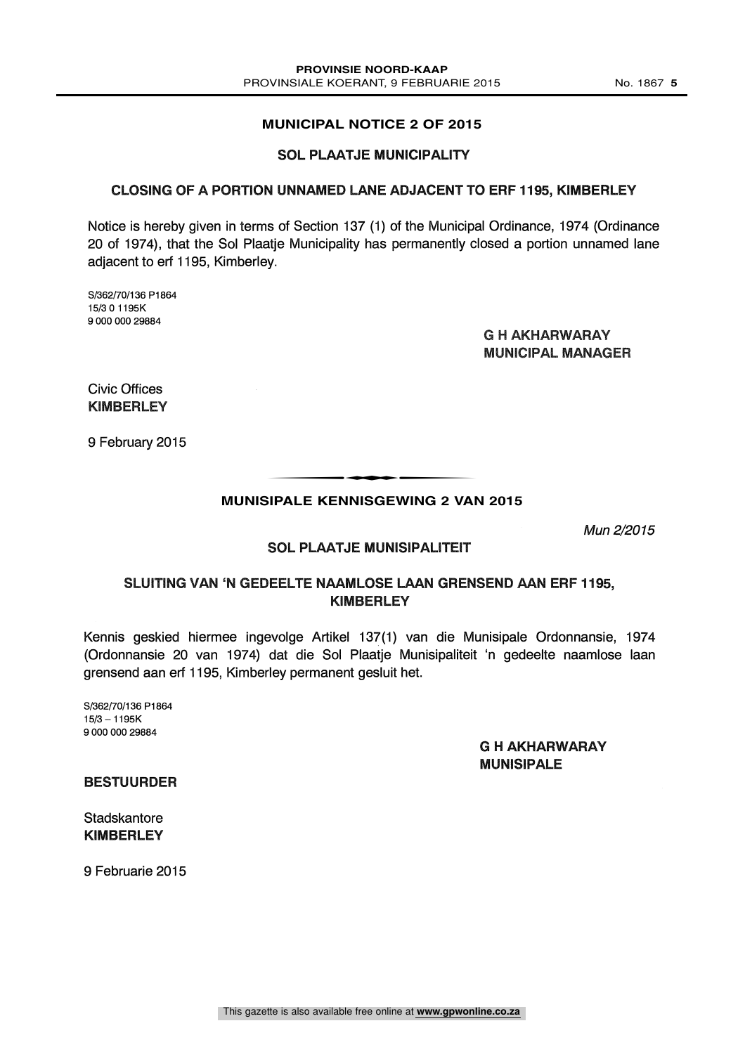## MUNICIPAL NOTICE 2 OF 2015

### SOL PLAATJE MUNICIPALITY

### CLOSING OF A PORTION UNNAMED LANE ADJACENT TO ERF 1195, KIMBERLEY

Notice is hereby given in terms of Section 137 (1) of the Municipal Ordinance, 1974 (Ordinance 20 of 1974), that the Sol Plaatje Municipality has permanently closed a portion unnamed lane adjacent to erf 1195, Kimberley.

S/362/70/136 P1864
15/3 0 1195K
9 000 000 29884

**G H AKHARWARAY**
**MUNICIPAL MANAGER**

Civic Offices
**KIMBERLEY**

9 February 2015

---

## MUNISIPALE KENNISGEWING 2 VAN 2015

*Mun 2/2015*

### SOL PLAATJE MUNISIPALITEIT

### SLUITING VAN 'N GEDEELTE NAAMLOSE LAAN GRENSEND AAN ERF 1195, KIMBERLEY

Kennis geskied hiermee ingevolge Artikel 137(1) van die Munisipale Ordonnansie, 1974 (Ordonnansie 20 van 1974) dat die Sol Plaatje Munisipaliteit 'n gedeelte naamlose laan grensend aan erf 1195, Kimberley permanent gesluit het.

S/362/70/136 P1864
15/3 – 1195K
9 000 000 29884

**G H AKHARWARAY**
**MUNISIPALE**

**BESTUURDER**

Stadskantore
**KIMBERLEY**

9 Februarie 2015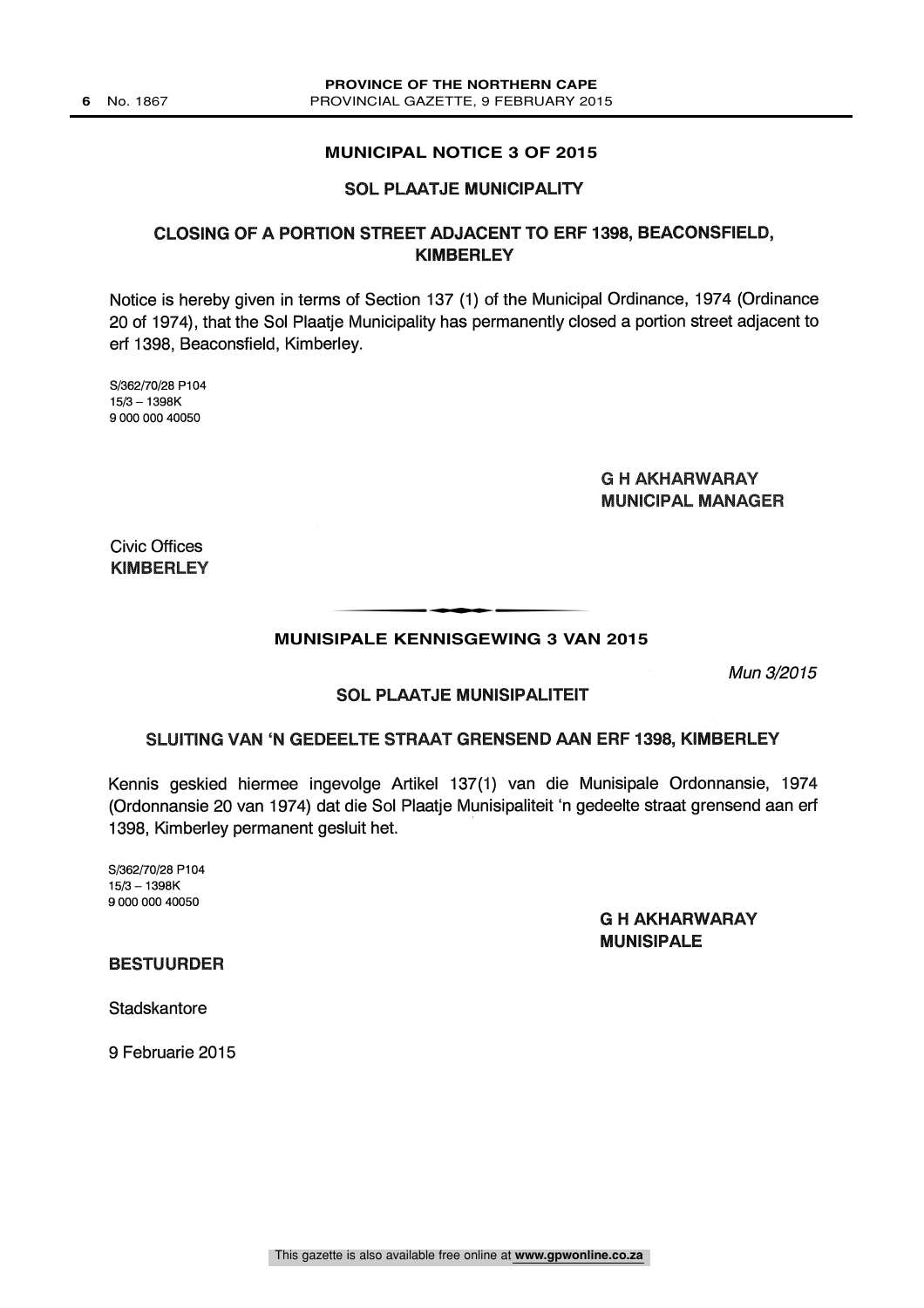## MUNICIPAL NOTICE 3 OF 2015

### SOL PLAATJE MUNICIPALITY

### CLOSING OF A PORTION STREET ADJACENT TO ERF 1398, BEACONSFIELD, KIMBERLEY

Notice is hereby given in terms of Section 137 (1) of the Municipal Ordinance, 1974 (Ordinance 20 of 1974), that the Sol Plaatje Municipality has permanently closed a portion street adjacent to erf 1398, Beaconsfield, Kimberley.

S/362/70/28 P104
15/3 – 1398K
9 000 000 40050

**G H AKHARWARAY**
**MUNICIPAL MANAGER**

Civic Offices
**KIMBERLEY**

---

## MUNISIPALE KENNISGEWING 3 VAN 2015

*Mun 3/2015*

### SOL PLAATJE MUNISIPALITEIT

### SLUITING VAN 'N GEDEELTE STRAAT GRENSEND AAN ERF 1398, KIMBERLEY

Kennis geskied hiermee ingevolge Artikel 137(1) van die Munisipale Ordonnansie, 1974 (Ordonnansie 20 van 1974) dat die Sol Plaatje Munisipaliteit 'n gedeelte straat grensend aan erf 1398, Kimberley permanent gesluit het.

S/362/70/28 P104
15/3 – 1398K
9 000 000 40050

**G H AKHARWARAY**
**MUNISIPALE**

**BESTUURDER**

Stadskantore

9 Februarie 2015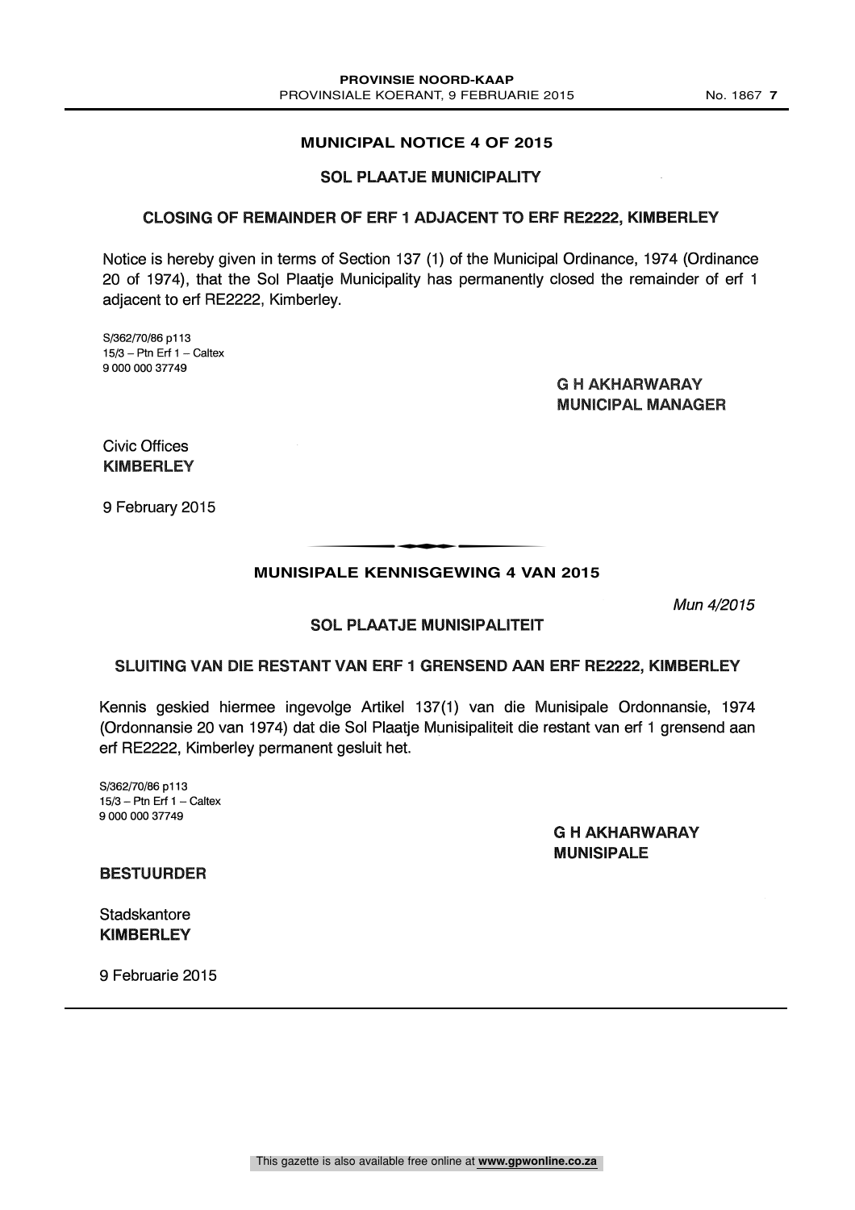## MUNICIPAL NOTICE 4 OF 2015

### SOL PLAATJE MUNICIPALITY

### CLOSING OF REMAINDER OF ERF 1 ADJACENT TO ERF RE2222, KIMBERLEY

Notice is hereby given in terms of Section 137 (1) of the Municipal Ordinance, 1974 (Ordinance 20 of 1974), that the Sol Plaatje Municipality has permanently closed the remainder of erf 1 adjacent to erf RE2222, Kimberley.

S/362/70/86 p113
15/3 – Ptn Erf 1 – Caltex
9 000 000 37749

**G H AKHARWARAY**
**MUNICIPAL MANAGER**

Civic Offices
**KIMBERLEY**

9 February 2015

---

## MUNISIPALE KENNISGEWING 4 VAN 2015

*Mun 4/2015*

### SOL PLAATJE MUNISIPALITEIT

### SLUITING VAN DIE RESTANT VAN ERF 1 GRENSEND AAN ERF RE2222, KIMBERLEY

Kennis geskied hiermee ingevolge Artikel 137(1) van die Munisipale Ordonnansie, 1974 (Ordonnansie 20 van 1974) dat die Sol Plaatje Munisipaliteit die restant van erf 1 grensend aan erf RE2222, Kimberley permanent gesluit het.

S/362/70/86 p113
15/3 – Ptn Erf 1 – Caltex
9 000 000 37749

**G H AKHARWARAY**
**MUNISIPALE**

**BESTUURDER**

Stadskantore
**KIMBERLEY**

9 Februarie 2015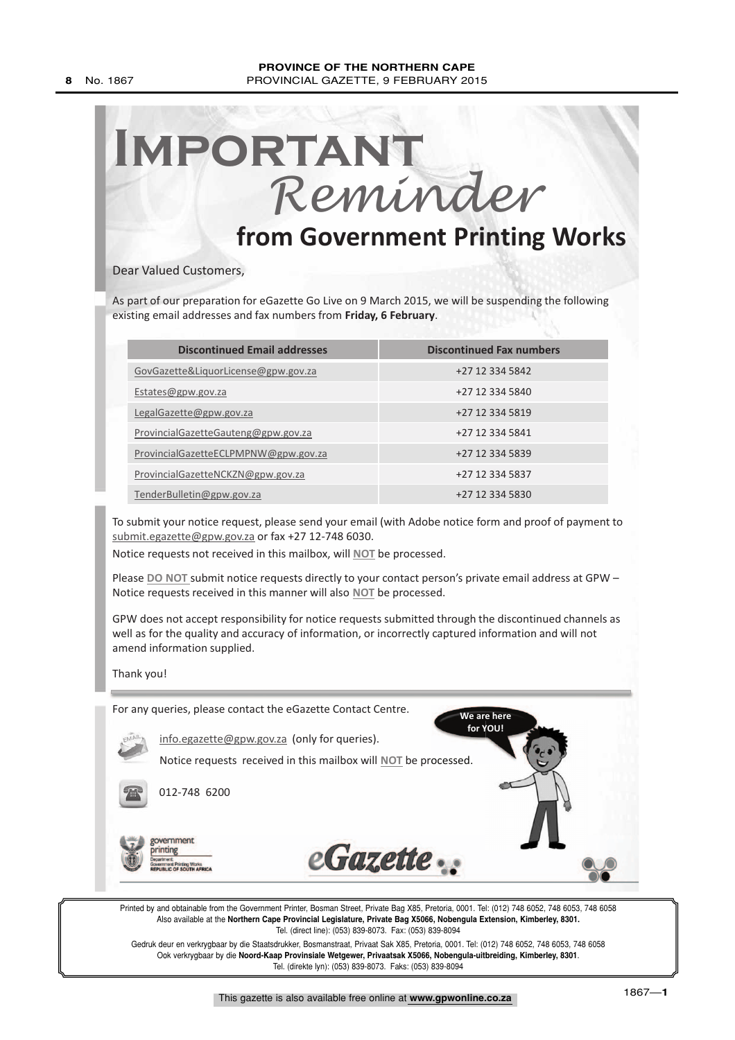# IMPORTANT *Reminder*

## from Government Printing Works

Dear Valued Customers,

As part of our preparation for eGazette Go Live on 9 March 2015, we will be suspending the following existing email addresses and fax numbers from **Friday, 6 February**.

| Discontinued Email addresses | Discontinued Fax numbers |
|---|---|
| GovGazette&LiquorLicense@gpw.gov.za | +27 12 334 5842 |
| Estates@gpw.gov.za | +27 12 334 5840 |
| LegalGazette@gpw.gov.za | +27 12 334 5819 |
| ProvincialGazetteGauteng@gpw.gov.za | +27 12 334 5841 |
| ProvincialGazetteECLPMPNW@gpw.gov.za | +27 12 334 5839 |
| ProvincialGazetteNCKZN@gpw.gov.za | +27 12 334 5837 |
| TenderBulletin@gpw.gov.za | +27 12 334 5830 |

To submit your notice request, please send your email (with Adobe notice form and proof of payment to submit.egazette@gpw.gov.za or fax +27 12-748 6030.

Notice requests not received in this mailbox, will **NOT** be processed.

Please **DO NOT** submit notice requests directly to your contact person's private email address at GPW – Notice requests received in this manner will also **NOT** be processed.

GPW does not accept responsibility for notice requests submitted through the discontinued channels as well as for the quality and accuracy of information, or incorrectly captured information and will not amend information supplied.

Thank you!

For any queries, please contact the eGazette Contact Centre.

We are here for YOU!

info.egazette@gpw.gov.za (only for queries).

Notice requests received in this mailbox will **NOT** be processed.

012-748 6200

government printing
Department: Government Printing Works
REPUBLIC OF SOUTH AFRICA

*eGazette*

---

Printed by and obtainable from the Government Printer, Bosman Street, Private Bag X85, Pretoria, 0001. Tel: (012) 748 6052, 748 6053, 748 6058
Also available at the **Northern Cape Provincial Legislature, Private Bag X5066, Nobengula Extension, Kimberley, 8301.**
Tel. (direct line): (053) 839-8073. Fax: (053) 839-8094

Gedruk deur en verkrygbaar by die Staatsdrukker, Bosmanstraat, Privaat Sak X85, Pretoria, 0001. Tel: (012) 748 6052, 748 6053, 748 6058
Ook verkrygbaar by die **Noord-Kaap Provinsiale Wetgewer, Privaatsak X5066, Nobengula-uitbreiding, Kimberley, 8301**.
Tel. (direkte lyn): (053) 839-8073. Faks: (053) 839-8094